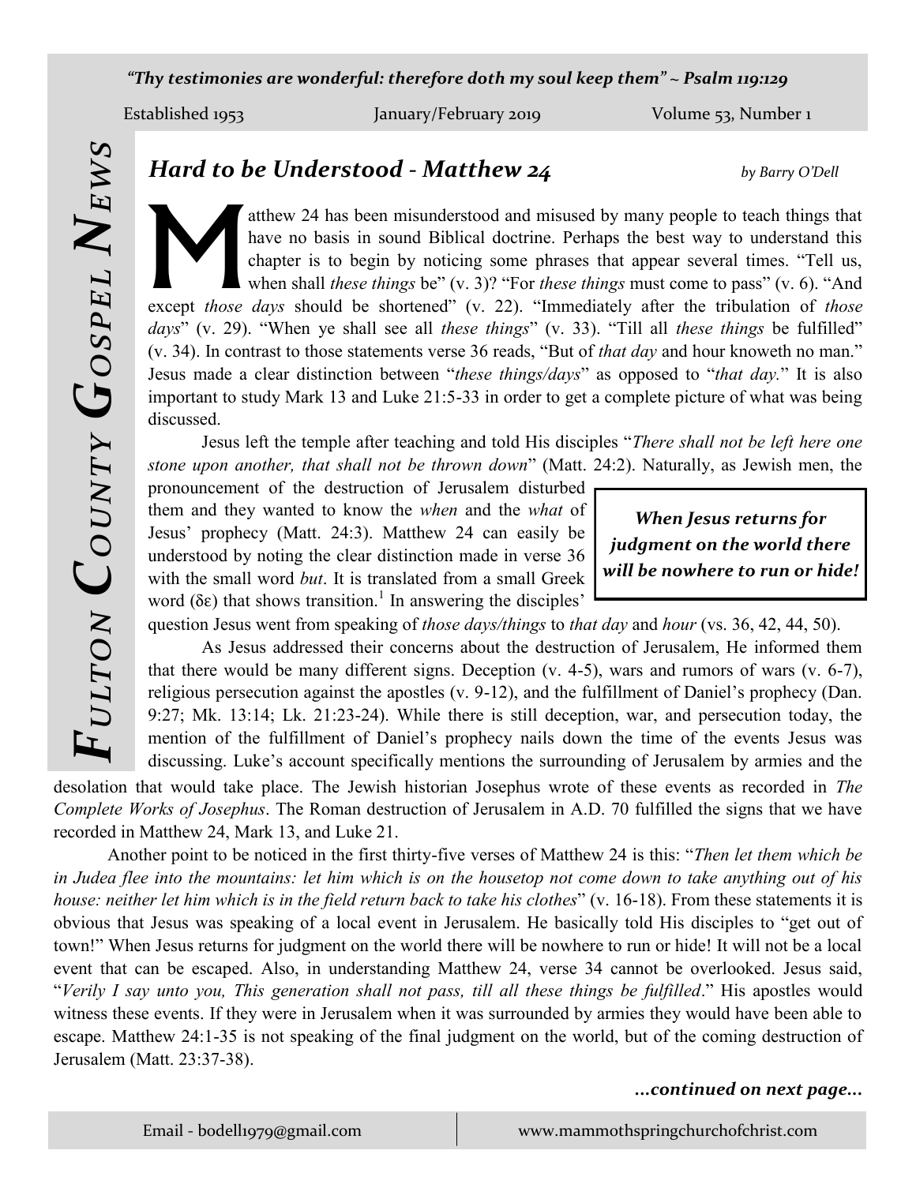*"Thy testimonies are wonderful: therefore doth my soul keep them" ~ Psalm 119:129*

Established 1953 | January/February 2019 | Volume 53, Number 1

# Fulton County Gospel News

## *Hard to be Understood - Matthew 24*

*by Barry O'Dell*

Matthew 24 has been misunderstood and misused by many people to teach things that have no basis in sound Biblical doctrine. Perhaps the best way to understand this chapter is to begin by noticing some phrases that appear several times. "Tell us, when shall *these things* be" (v. 3)? "For *these things* must come to pass" (v. 6). "And except *those days* should be shortened" (v. 22). "Immediately after the tribulation of *those days*" (v. 29). "When ye shall see all *these things*" (v. 33). "Till all *these things* be fulfilled" (v. 34). In contrast to those statements verse 36 reads, "But of *that day* and hour knoweth no man." Jesus made a clear distinction between "*these things/days*" as opposed to "*that day.*" It is also important to study Mark 13 and Luke 21:5-33 in order to get a complete picture of what was being discussed.

Jesus left the temple after teaching and told His disciples "*There shall not be left here one stone upon another, that shall not be thrown down*" (Matt. 24:2). Naturally, as Jewish men, the pronouncement of the destruction of Jerusalem disturbed them and they wanted to know the *when* and the *what* of Jesus' prophecy (Matt. 24:3). Matthew 24 can easily be understood by noting the clear distinction made in verse 36 with the small word *but*. It is translated from a small Greek word (δε) that shows transition.[1] In answering the disciples' question Jesus went from speaking of *those days/things* to *that day* and *hour* (vs. 36, 42, 44, 50).

> ***When Jesus returns for judgment on the world there will be nowhere to run or hide!***

As Jesus addressed their concerns about the destruction of Jerusalem, He informed them that there would be many different signs. Deception (v. 4-5), wars and rumors of wars (v. 6-7), religious persecution against the apostles (v. 9-12), and the fulfillment of Daniel's prophecy (Dan. 9:27; Mk. 13:14; Lk. 21:23-24). While there is still deception, war, and persecution today, the mention of the fulfillment of Daniel's prophecy nails down the time of the events Jesus was discussing. Luke's account specifically mentions the surrounding of Jerusalem by armies and the desolation that would take place. The Jewish historian Josephus wrote of these events as recorded in *The Complete Works of Josephus*. The Roman destruction of Jerusalem in A.D. 70 fulfilled the signs that we have recorded in Matthew 24, Mark 13, and Luke 21.

Another point to be noticed in the first thirty-five verses of Matthew 24 is this: "*Then let them which be in Judea flee into the mountains: let him which is on the housetop not come down to take anything out of his house: neither let him which is in the field return back to take his clothes*" (v. 16-18). From these statements it is obvious that Jesus was speaking of a local event in Jerusalem. He basically told His disciples to "get out of town!" When Jesus returns for judgment on the world there will be nowhere to run or hide! It will not be a local event that can be escaped. Also, in understanding Matthew 24, verse 34 cannot be overlooked. Jesus said, "*Verily I say unto you, This generation shall not pass, till all these things be fulfilled*." His apostles would witness these events. If they were in Jerusalem when it was surrounded by armies they would have been able to escape. Matthew 24:1-35 is not speaking of the final judgment on the world, but of the coming destruction of Jerusalem (Matt. 23:37-38).

***...continued on next page...***

Email - bodell1979@gmail.com | www.mammothspringchurchofchrist.com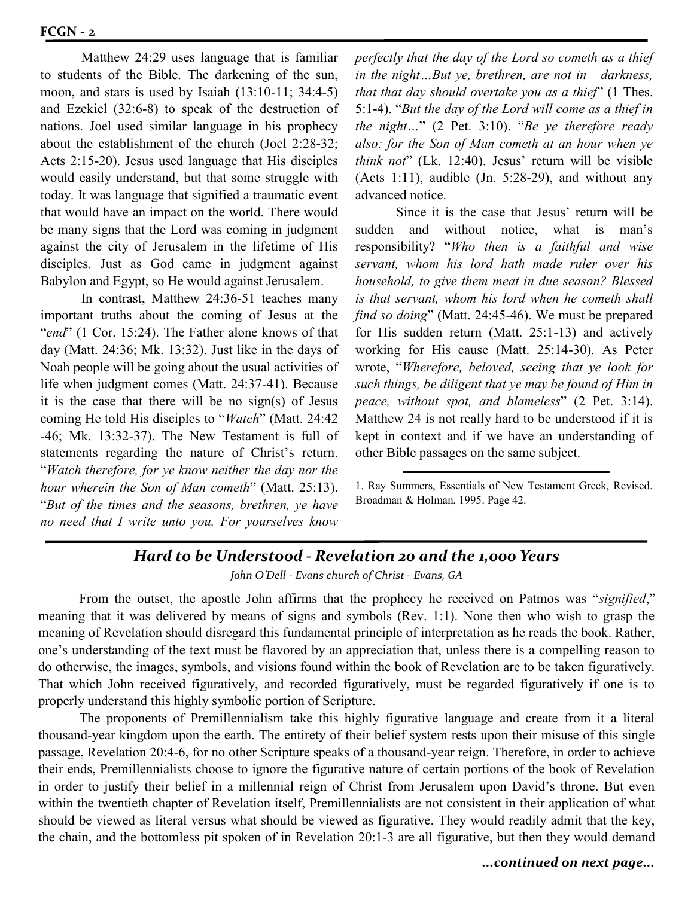Matthew 24:29 uses language that is familiar to students of the Bible. The darkening of the sun, moon, and stars is used by Isaiah (13:10-11; 34:4-5) and Ezekiel (32:6-8) to speak of the destruction of nations. Joel used similar language in his prophecy about the establishment of the church (Joel 2:28-32; Acts 2:15-20). Jesus used language that His disciples would easily understand, but that some struggle with today. It was language that signified a traumatic event that would have an impact on the world. There would be many signs that the Lord was coming in judgment against the city of Jerusalem in the lifetime of His disciples. Just as God came in judgment against Babylon and Egypt, so He would against Jerusalem.

In contrast, Matthew 24:36-51 teaches many important truths about the coming of Jesus at the "*end*" (1 Cor. 15:24). The Father alone knows of that day (Matt. 24:36; Mk. 13:32). Just like in the days of Noah people will be going about the usual activities of life when judgment comes (Matt. 24:37-41). Because it is the case that there will be no sign(s) of Jesus coming He told His disciples to "*Watch*" (Matt. 24:42-46; Mk. 13:32-37). The New Testament is full of statements regarding the nature of Christ's return. "*Watch therefore, for ye know neither the day nor the hour wherein the Son of Man cometh*" (Matt. 25:13). "*But of the times and the seasons, brethren, ye have no need that I write unto you. For yourselves know perfectly that the day of the Lord so cometh as a thief in the night…But ye, brethren, are not in darkness, that that day should overtake you as a thief*" (1 Thes. 5:1-4). "*But the day of the Lord will come as a thief in the night…*" (2 Pet. 3:10). "*Be ye therefore ready also: for the Son of Man cometh at an hour when ye think not*" (Lk. 12:40). Jesus' return will be visible (Acts 1:11), audible (Jn. 5:28-29), and without any advanced notice.

Since it is the case that Jesus' return will be sudden and without notice, what is man's responsibility? "*Who then is a faithful and wise servant, whom his lord hath made ruler over his household, to give them meat in due season? Blessed is that servant, whom his lord when he cometh shall find so doing*" (Matt. 24:45-46). We must be prepared for His sudden return (Matt. 25:1-13) and actively working for His cause (Matt. 25:14-30). As Peter wrote, "*Wherefore, beloved, seeing that ye look for such things, be diligent that ye may be found of Him in peace, without spot, and blameless*" (2 Pet. 3:14). Matthew 24 is not really hard to be understood if it is kept in context and if we have an understanding of other Bible passages on the same subject.

---

1. Ray Summers, Essentials of New Testament Greek, Revised. Broadman & Holman, 1995. Page 42.

---

## *Hard to be Understood - Revelation 20 and the 1,000 Years*

*John O'Dell - Evans church of Christ - Evans, GA*

From the outset, the apostle John affirms that the prophecy he received on Patmos was "*signified*," meaning that it was delivered by means of signs and symbols (Rev. 1:1). None then who wish to grasp the meaning of Revelation should disregard this fundamental principle of interpretation as he reads the book. Rather, one's understanding of the text must be flavored by an appreciation that, unless there is a compelling reason to do otherwise, the images, symbols, and visions found within the book of Revelation are to be taken figuratively. That which John received figuratively, and recorded figuratively, must be regarded figuratively if one is to properly understand this highly symbolic portion of Scripture.

The proponents of Premillennialism take this highly figurative language and create from it a literal thousand-year kingdom upon the earth. The entirety of their belief system rests upon their misuse of this single passage, Revelation 20:4-6, for no other Scripture speaks of a thousand-year reign. Therefore, in order to achieve their ends, Premillennialists choose to ignore the figurative nature of certain portions of the book of Revelation in order to justify their belief in a millennial reign of Christ from Jerusalem upon David's throne. But even within the twentieth chapter of Revelation itself, Premillennialists are not consistent in their application of what should be viewed as literal versus what should be viewed as figurative. They would readily admit that the key, the chain, and the bottomless pit spoken of in Revelation 20:1-3 are all figurative, but then they would demand

***…continued on next page…***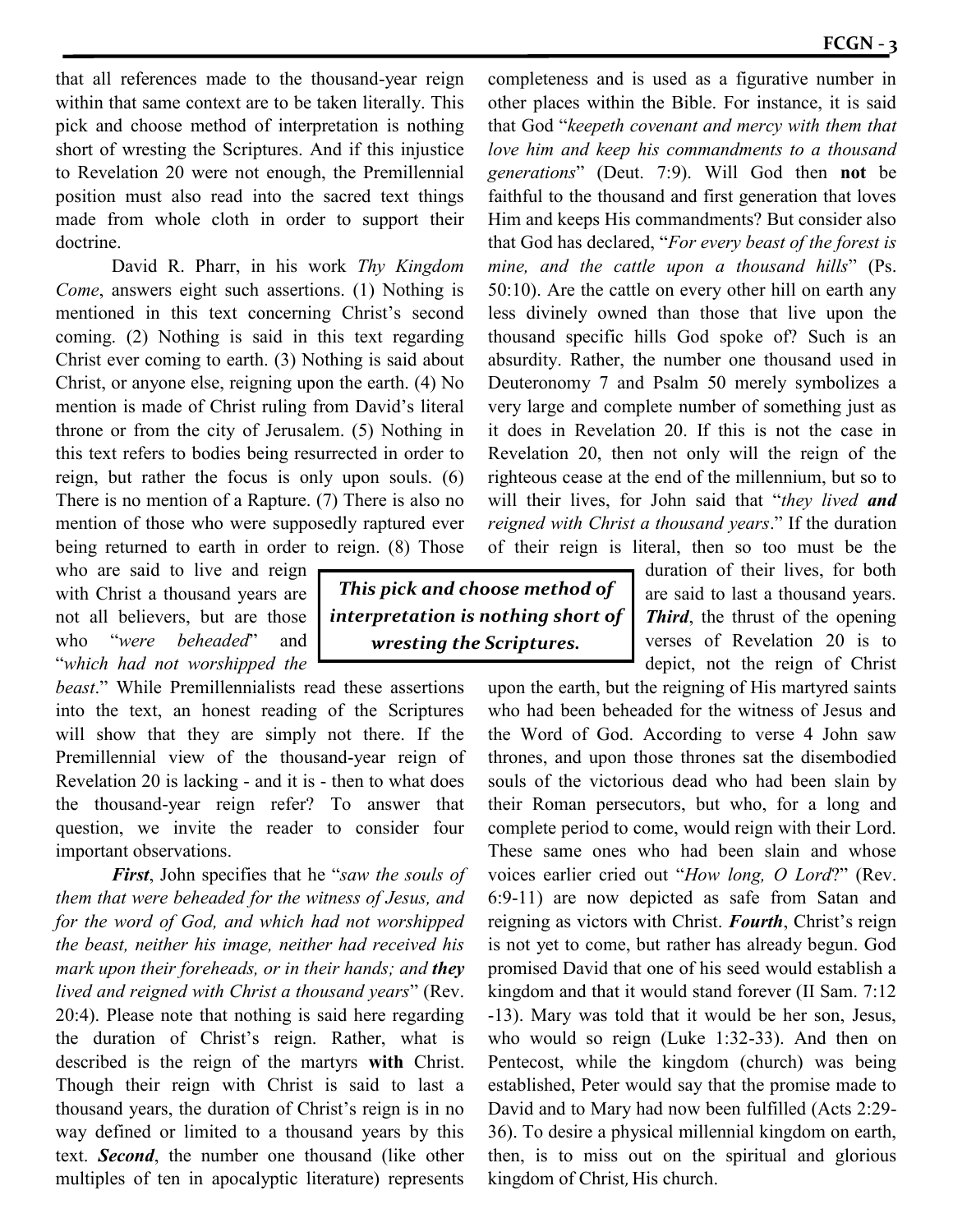that all references made to the thousand-year reign within that same context are to be taken literally. This pick and choose method of interpretation is nothing short of wresting the Scriptures. And if this injustice to Revelation 20 were not enough, the Premillennial position must also read into the sacred text things made from whole cloth in order to support their doctrine.

David R. Pharr, in his work *Thy Kingdom Come*, answers eight such assertions. (1) Nothing is mentioned in this text concerning Christ's second coming. (2) Nothing is said in this text regarding Christ ever coming to earth. (3) Nothing is said about Christ, or anyone else, reigning upon the earth. (4) No mention is made of Christ ruling from David's literal throne or from the city of Jerusalem. (5) Nothing in this text refers to bodies being resurrected in order to reign, but rather the focus is only upon souls. (6) There is no mention of a Rapture. (7) There is also no mention of those who were supposedly raptured ever being returned to earth in order to reign. (8) Those who are said to live and reign with Christ a thousand years are not all believers, but are those who "*were beheaded*" and "*which had not worshipped the beast*." While Premillennialists read these assertions into the text, an honest reading of the Scriptures will show that they are simply not there. If the Premillennial view of the thousand-year reign of Revelation 20 is lacking - and it is - then to what does the thousand-year reign refer? To answer that question, we invite the reader to consider four important observations.

***First***, John specifies that he "*saw the souls of them that were beheaded for the witness of Jesus, and for the word of God, and which had not worshipped the beast, neither his image, neither had received his mark upon their foreheads, or in their hands; and **they** lived and reigned with Christ a thousand years*" (Rev. 20:4). Please note that nothing is said here regarding the duration of Christ's reign. Rather, what is described is the reign of the martyrs **with** Christ. Though their reign with Christ is said to last a thousand years, the duration of Christ's reign is in no way defined or limited to a thousand years by this text. ***Second***, the number one thousand (like other multiples of ten in apocalyptic literature) represents completeness and is used as a figurative number in other places within the Bible. For instance, it is said that God "*keepeth covenant and mercy with them that love him and keep his commandments to a thousand generations*" (Deut. 7:9). Will God then **not** be faithful to the thousand and first generation that loves Him and keeps His commandments? But consider also that God has declared, "*For every beast of the forest is mine, and the cattle upon a thousand hills*" (Ps. 50:10). Are the cattle on every other hill on earth any less divinely owned than those that live upon the thousand specific hills God spoke of? Such is an absurdity. Rather, the number one thousand used in Deuteronomy 7 and Psalm 50 merely symbolizes a very large and complete number of something just as it does in Revelation 20. If this is not the case in Revelation 20, then not only will the reign of the righteous cease at the end of the millennium, but so to will their lives, for John said that "*they lived **and** reigned with Christ a thousand years*." If the duration of their reign is literal, then so too must be the duration of their lives, for both are said to last a thousand years. ***Third***, the thrust of the opening verses of Revelation 20 is to depict, not the reign of Christ upon the earth, but the reigning of His martyred saints who had been beheaded for the witness of Jesus and the Word of God. According to verse 4 John saw thrones, and upon those thrones sat the disembodied souls of the victorious dead who had been slain by their Roman persecutors, but who, for a long and complete period to come, would reign with their Lord. These same ones who had been slain and whose voices earlier cried out "*How long, O Lord*?" (Rev. 6:9-11) are now depicted as safe from Satan and reigning as victors with Christ. ***Fourth***, Christ's reign is not yet to come, but rather has already begun. God promised David that one of his seed would establish a kingdom and that it would stand forever (II Sam. 7:12-13). Mary was told that it would be her son, Jesus, who would so reign (Luke 1:32-33). And then on Pentecost, while the kingdom (church) was being established, Peter would say that the promise made to David and to Mary had now been fulfilled (Acts 2:29-36). To desire a physical millennial kingdom on earth, then, is to miss out on the spiritual and glorious kingdom of Christ, His church.

> ***This pick and choose method of interpretation is nothing short of wresting the Scriptures.***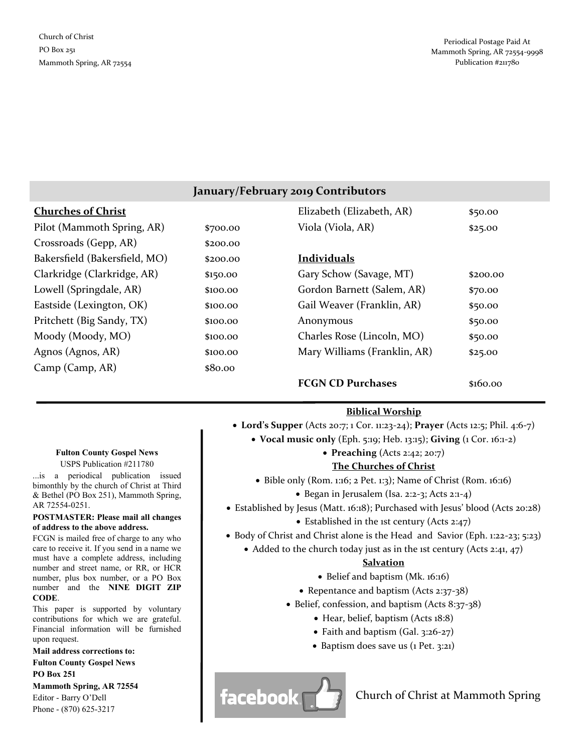Church of Christ
PO Box 251
Mammoth Spring, AR 72554

Periodical Postage Paid At
Mammoth Spring, AR 72554-9998
Publication #211780

## January/February 2019 Contributors

| | | | |
|---|---|---|---|
| **Churches of Christ** | | Elizabeth (Elizabeth, AR) | \$50.00 |
| Pilot (Mammoth Spring, AR) | \$700.00 | Viola (Viola, AR) | \$25.00 |
| Crossroads (Gepp, AR) | \$200.00 | | |
| Bakersfield (Bakersfield, MO) | \$200.00 | **Individuals** | |
| Clarkridge (Clarkridge, AR) | \$150.00 | Gary Schow (Savage, MT) | \$200.00 |
| Lowell (Springdale, AR) | \$100.00 | Gordon Barnett (Salem, AR) | \$70.00 |
| Eastside (Lexington, OK) | \$100.00 | Gail Weaver (Franklin, AR) | \$50.00 |
| Pritchett (Big Sandy, TX) | \$100.00 | Anonymous | \$50.00 |
| Moody (Moody, MO) | \$100.00 | Charles Rose (Lincoln, MO) | \$50.00 |
| Agnos (Agnos, AR) | \$100.00 | Mary Williams (Franklin, AR) | \$25.00 |
| Camp (Camp, AR) | \$80.00 | | |
| | | **FCGN CD Purchases** | \$160.00 |

**Fulton County Gospel News**
USPS Publication #211780

...is a periodical publication issued bimonthly by the church of Christ at Third & Bethel (PO Box 251), Mammoth Spring, AR 72554-0251.

**POSTMASTER: Please mail all changes of address to the above address.**

FCGN is mailed free of charge to any who care to receive it. If you send in a name we must have a complete address, including number and street name, or RR, or HCR number, plus box number, or a PO Box number and the **NINE DIGIT ZIP CODE**.

This paper is supported by voluntary contributions for which we are grateful. Financial information will be furnished upon request.

**Mail address corrections to:**
**Fulton County Gospel News**
**PO Box 251**
**Mammoth Spring, AR 72554**
Editor - Barry O'Dell
Phone - (870) 625-3217

### Biblical Worship

- **Lord's Supper** (Acts 20:7; 1 Cor. 11:23-24); **Prayer** (Acts 12:5; Phil. 4:6-7)
- **Vocal music only** (Eph. 5:19; Heb. 13:15); **Giving** (1 Cor. 16:1-2)
- **Preaching** (Acts 2:42; 20:7)

### The Churches of Christ

- Bible only (Rom. 1:16; 2 Pet. 1:3); Name of Christ (Rom. 16:16)
- Began in Jerusalem (Isa. 2:2-3; Acts 2:1-4)
- Established by Jesus (Matt. 16:18); Purchased with Jesus' blood (Acts 20:28)
- Established in the 1st century (Acts 2:47)
- Body of Christ and Christ alone is the Head and Savior (Eph. 1:22-23; 5:23)
- Added to the church today just as in the 1st century (Acts 2:41, 47)

### Salvation

- Belief and baptism (Mk. 16:16)
- Repentance and baptism (Acts 2:37-38)
- Belief, confession, and baptism (Acts 8:37-38)
- Hear, belief, baptism (Acts 18:8)
- Faith and baptism (Gal. 3:26-27)
- Baptism does save us (1 Pet. 3:21)

facebook — Church of Christ at Mammoth Spring